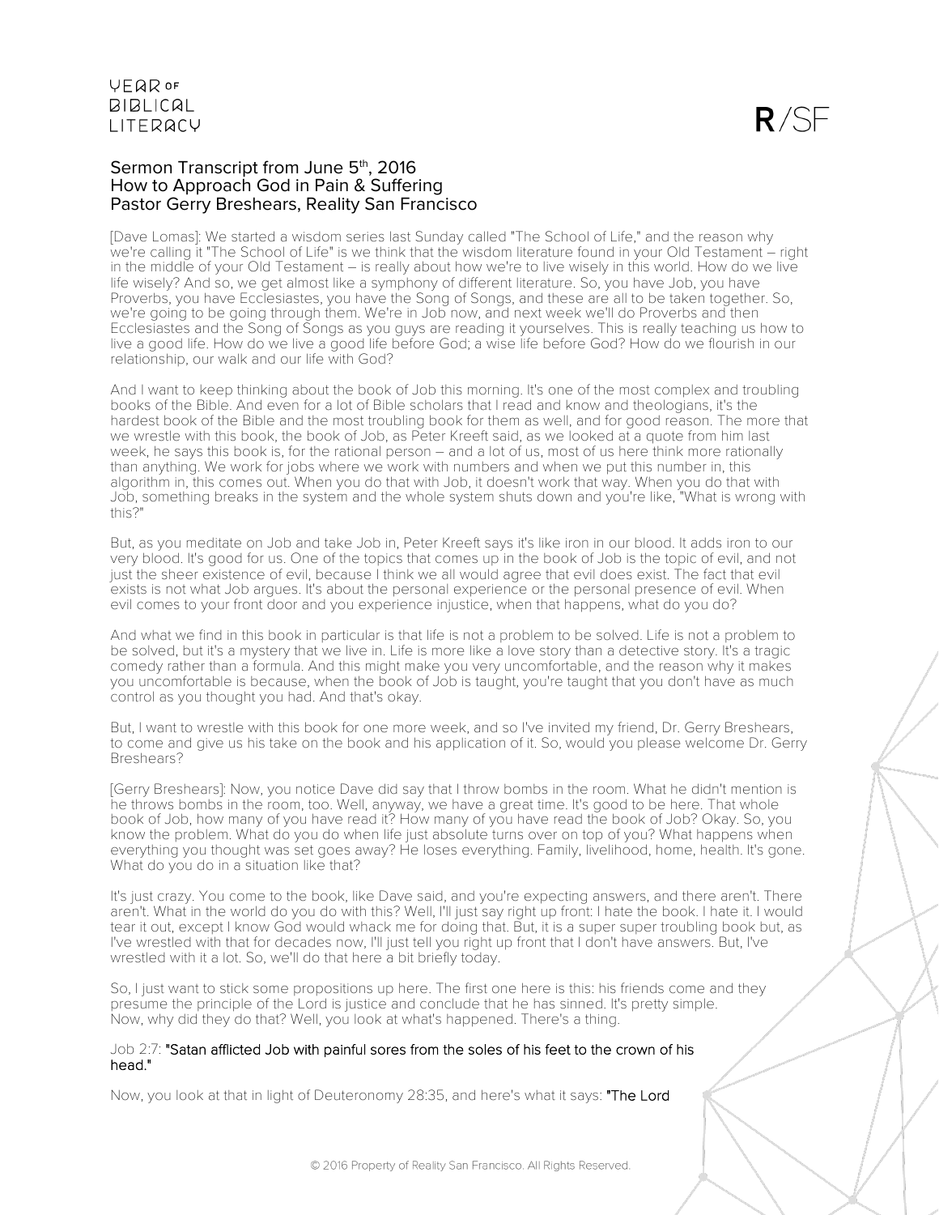# Sermon Transcript from June 5th, 2016
## How to Approach God in Pain & Suffering
## Pastor Gerry Breshears, Reality San Francisco

[Dave Lomas]: We started a wisdom series last Sunday called "The School of Life," and the reason why we're calling it "The School of Life" is we think that the wisdom literature found in your Old Testament – right in the middle of your Old Testament – is really about how we're to live wisely in this world. How do we live life wisely? And so, we get almost like a symphony of different literature. So, you have Job, you have Proverbs, you have Ecclesiastes, you have the Song of Songs, and these are all to be taken together. So, we're going to be going through them. We're in Job now, and next week we'll do Proverbs and then Ecclesiastes and the Song of Songs as you guys are reading it yourselves. This is really teaching us how to live a good life. How do we live a good life before God; a wise life before God? How do we flourish in our relationship, our walk and our life with God?

And I want to keep thinking about the book of Job this morning. It's one of the most complex and troubling books of the Bible. And even for a lot of Bible scholars that I read and know and theologians, it's the hardest book of the Bible and the most troubling book for them as well, and for good reason. The more that we wrestle with this book, the book of Job, as Peter Kreeft said, as we looked at a quote from him last week, he says this book is, for the rational person – and a lot of us, most of us here think more rationally than anything. We work for jobs where we work with numbers and when we put this number in, this algorithm in, this comes out. When you do that with Job, it doesn't work that way. When you do that with Job, something breaks in the system and the whole system shuts down and you're like, "What is wrong with this?"

But, as you meditate on Job and take Job in, Peter Kreeft says it's like iron in our blood. It adds iron to our very blood. It's good for us. One of the topics that comes up in the book of Job is the topic of evil, and not just the sheer existence of evil, because I think we all would agree that evil does exist. The fact that evil exists is not what Job argues. It's about the personal experience or the personal presence of evil. When evil comes to your front door and you experience injustice, when that happens, what do you do?

And what we find in this book in particular is that life is not a problem to be solved. Life is not a problem to be solved, but it's a mystery that we live in. Life is more like a love story than a detective story. It's a tragic comedy rather than a formula. And this might make you very uncomfortable, and the reason why it makes you uncomfortable is because, when the book of Job is taught, you're taught that you don't have as much control as you thought you had. And that's okay.

But, I want to wrestle with this book for one more week, and so I've invited my friend, Dr. Gerry Breshears, to come and give us his take on the book and his application of it. So, would you please welcome Dr. Gerry Breshears?

[Gerry Breshears]: Now, you notice Dave did say that I throw bombs in the room. What he didn't mention is he throws bombs in the room, too. Well, anyway, we have a great time. It's good to be here. That whole book of Job, how many of you have read it? How many of you have read the book of Job? Okay. So, you know the problem. What do you do when life just absolute turns over on top of you? What happens when everything you thought was set goes away? He loses everything. Family, livelihood, home, health. It's gone. What do you do in a situation like that?

It's just crazy. You come to the book, like Dave said, and you're expecting answers, and there aren't. There aren't. What in the world do you do with this? Well, I'll just say right up front: I hate the book. I hate it. I would tear it out, except I know God would whack me for doing that. But, it is a super super troubling book but, as I've wrestled with that for decades now, I'll just tell you right up front that I don't have answers. But, I've wrestled with it a lot. So, we'll do that here a bit briefly today.

So, I just want to stick some propositions up here. The first one here is this: his friends come and they presume the principle of the Lord is justice and conclude that he has sinned. It's pretty simple. Now, why did they do that? Well, you look at what's happened. There's a thing.

Job 2:7: "Satan afflicted Job with painful sores from the soles of his feet to the crown of his head."

Now, you look at that in light of Deuteronomy 28:35, and here's what it says: "The Lord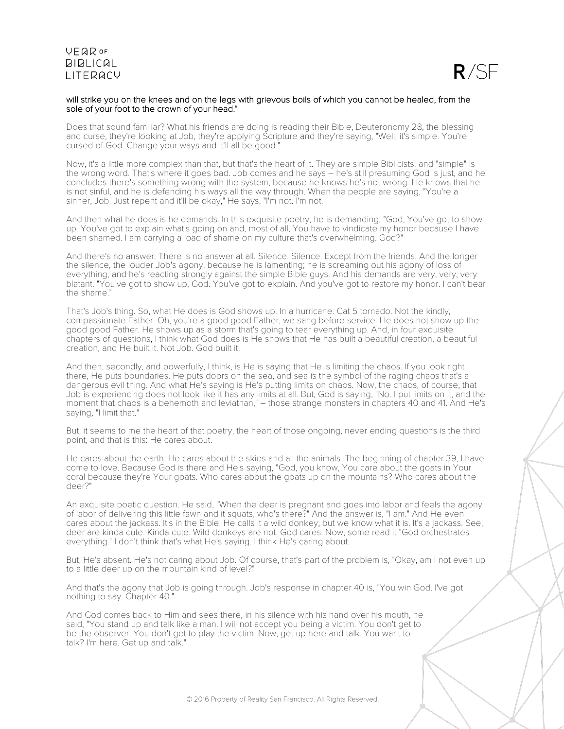**will strike you on the knees and on the legs with grievous boils of which you cannot be healed, from the sole of your foot to the crown of your head."**

Does that sound familiar? What his friends are doing is reading their Bible, Deuteronomy 28, the blessing and curse, they're looking at Job, they're applying Scripture and they're saying, "Well, it's simple. You're cursed of God. Change your ways and it'll all be good."

Now, it's a little more complex than that, but that's the heart of it. They are simple Biblicists, and "simple" is the wrong word. That's where it goes bad. Job comes and he says – he's still presuming God is just, and he concludes there's something wrong with the system, because he knows he's not wrong. He knows that he is not sinful, and he is defending his ways all the way through. When the people are saying, "You're a sinner, Job. Just repent and it'll be okay," He says, "I'm not. I'm not."

And then what he does is he demands. In this exquisite poetry, he is demanding, "God, You've got to show up. You've got to explain what's going on and, most of all, You have to vindicate my honor because I have been shamed. I am carrying a load of shame on my culture that's overwhelming. God?"

And there's no answer. There is no answer at all. Silence. Silence. Except from the friends. And the longer the silence, the louder Job's agony, because he is lamenting; he is screaming out his agony of loss of everything, and he's reacting strongly against the simple Bible guys. And his demands are very, very, very blatant. "You've got to show up, God. You've got to explain. And you've got to restore my honor. I can't bear the shame."

That's Job's thing. So, what He does is God shows up. In a hurricane. Cat 5 tornado. Not the kindly, compassionate Father. Oh, you're a good good Father, we sang before service. He does not show up the good good Father. He shows up as a storm that's going to tear everything up. And, in four exquisite chapters of questions, I think what God does is He shows that He has built a beautiful creation, a beautiful creation, and He built it. Not Job. God built it.

And then, secondly, and powerfully, I think, is He is saying that He is limiting the chaos. If you look right there, He puts boundaries. He puts doors on the sea, and sea is the symbol of the raging chaos that's a dangerous evil thing. And what He's saying is He's putting limits on chaos. Now, the chaos, of course, that Job is experiencing does not look like it has any limits at all. But, God is saying, "No. I put limits on it, and the moment that chaos is a behemoth and leviathan," – those strange monsters in chapters 40 and 41. And He's saying, "I limit that."

But, it seems to me the heart of that poetry, the heart of those ongoing, never ending questions is the third point, and that is this: He cares about.

He cares about the earth, He cares about the skies and all the animals. The beginning of chapter 39, I have come to love. Because God is there and He's saying, "God, you know, You care about the goats in Your coral because they're Your goats. Who cares about the goats up on the mountains? Who cares about the deer?"

An exquisite poetic question. He said, "When the deer is pregnant and goes into labor and feels the agony of labor of delivering this little fawn and it squats, who's there?" And the answer is, "I am." And He even cares about the jackass. It's in the Bible. He calls it a wild donkey, but we know what it is. It's a jackass. See, deer are kinda cute. Kinda cute. Wild donkeys are not. God cares. Now, some read it "God orchestrates everything." I don't think that's what He's saying. I think He's caring about.

But, He's absent. He's not caring about Job. Of course, that's part of the problem is, "Okay, am I not even up to a little deer up on the mountain kind of level?"

And that's the agony that Job is going through. Job's response in chapter 40 is, "You win God. I've got nothing to say. Chapter 40."

And God comes back to Him and sees there, in his silence with his hand over his mouth, he said, "You stand up and talk like a man. I will not accept you being a victim. You don't get to be the observer. You don't get to play the victim. Now, get up here and talk. You want to talk? I'm here. Get up and talk."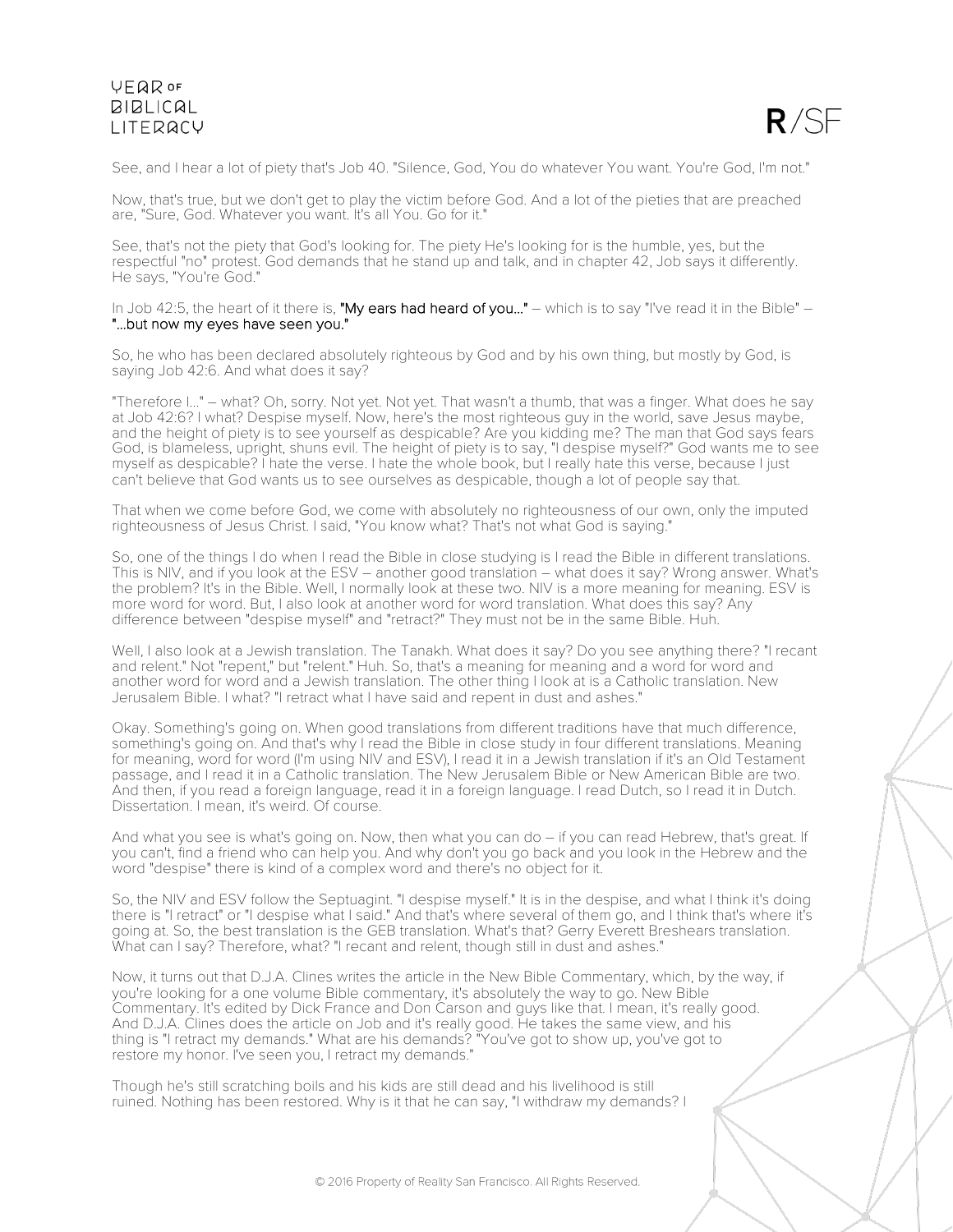See, and I hear a lot of piety that's Job 40. "Silence, God, You do whatever You want. You're God, I'm not."

Now, that's true, but we don't get to play the victim before God. And a lot of the pieties that are preached are, "Sure, God. Whatever you want. It's all You. Go for it."

See, that's not the piety that God's looking for. The piety He's looking for is the humble, yes, but the respectful "no" protest. God demands that he stand up and talk, and in chapter 42, Job says it differently. He says, "You're God."

In Job 42:5, the heart of it there is, **"My ears had heard of you..."** – which is to say "I've read it in the Bible" – **"...but now my eyes have seen you."**

So, he who has been declared absolutely righteous by God and by his own thing, but mostly by God, is saying Job 42:6. And what does it say?

"Therefore I..." – what? Oh, sorry. Not yet. Not yet. That wasn't a thumb, that was a finger. What does he say at Job 42:6? I what? Despise myself. Now, here's the most righteous guy in the world, save Jesus maybe, and the height of piety is to see yourself as despicable? Are you kidding me? The man that God says fears God, is blameless, upright, shuns evil. The height of piety is to say, "I despise myself?" God wants me to see myself as despicable? I hate the verse. I hate the whole book, but I really hate this verse, because I just can't believe that God wants us to see ourselves as despicable, though a lot of people say that.

That when we come before God, we come with absolutely no righteousness of our own, only the imputed righteousness of Jesus Christ. I said, "You know what? That's not what God is saying."

So, one of the things I do when I read the Bible in close studying is I read the Bible in different translations. This is NIV, and if you look at the ESV – another good translation – what does it say? Wrong answer. What's the problem? It's in the Bible. Well, I normally look at these two. NIV is a more meaning for meaning. ESV is more word for word. But, I also look at another word for word translation. What does this say? Any difference between "despise myself" and "retract?" They must not be in the same Bible. Huh.

Well, I also look at a Jewish translation. The Tanakh. What does it say? Do you see anything there? "I recant and relent." Not "repent," but "relent." Huh. So, that's a meaning for meaning and a word for word and another word for word and a Jewish translation. The other thing I look at is a Catholic translation. New Jerusalem Bible. I what? "I retract what I have said and repent in dust and ashes."

Okay. Something's going on. When good translations from different traditions have that much difference, something's going on. And that's why I read the Bible in close study in four different translations. Meaning for meaning, word for word (I'm using NIV and ESV), I read it in a Jewish translation if it's an Old Testament passage, and I read it in a Catholic translation. The New Jerusalem Bible or New American Bible are two. And then, if you read a foreign language, read it in a foreign language. I read Dutch, so I read it in Dutch. Dissertation. I mean, it's weird. Of course.

And what you see is what's going on. Now, then what you can do – if you can read Hebrew, that's great. If you can't, find a friend who can help you. And why don't you go back and you look in the Hebrew and the word "despise" there is kind of a complex word and there's no object for it.

So, the NIV and ESV follow the Septuagint. "I despise myself." It is in the despise, and what I think it's doing there is "I retract" or "I despise what I said." And that's where several of them go, and I think that's where it's going at. So, the best translation is the GEB translation. What's that? Gerry Everett Breshears translation. What can I say? Therefore, what? "I recant and relent, though still in dust and ashes."

Now, it turns out that D.J.A. Clines writes the article in the New Bible Commentary, which, by the way, if you're looking for a one volume Bible commentary, it's absolutely the way to go. New Bible Commentary. It's edited by Dick France and Don Carson and guys like that. I mean, it's really good. And D.J.A. Clines does the article on Job and it's really good. He takes the same view, and his thing is "I retract my demands." What are his demands? "You've got to show up, you've got to restore my honor. I've seen you, I retract my demands."

Though he's still scratching boils and his kids are still dead and his livelihood is still ruined. Nothing has been restored. Why is it that he can say, "I withdraw my demands? I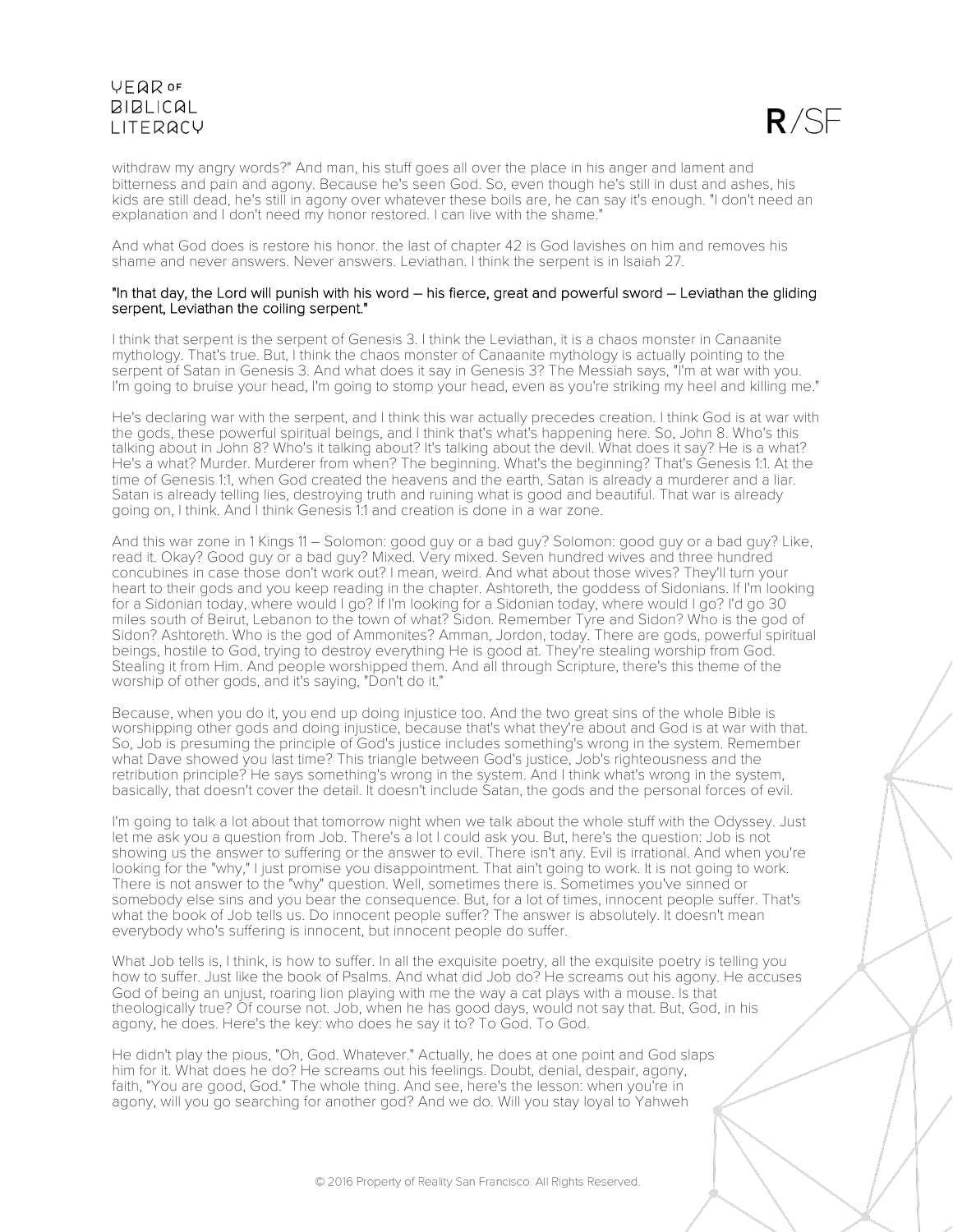withdraw my angry words?" And man, his stuff goes all over the place in his anger and lament and bitterness and pain and agony. Because he's seen God. So, even though he's still in dust and ashes, his kids are still dead, he's still in agony over whatever these boils are, he can say it's enough. "I don't need an explanation and I don't need my honor restored. I can live with the shame."

And what God does is restore his honor. the last of chapter 42 is God lavishes on him and removes his shame and never answers. Never answers. Leviathan. I think the serpent is in Isaiah 27.

"In that day, the Lord will punish with his word – his fierce, great and powerful sword – Leviathan the gliding serpent, Leviathan the coiling serpent."

I think that serpent is the serpent of Genesis 3. I think the Leviathan, it is a chaos monster in Canaanite mythology. That's true. But, I think the chaos monster of Canaanite mythology is actually pointing to the serpent of Satan in Genesis 3. And what does it say in Genesis 3? The Messiah says, "I'm at war with you. I'm going to bruise your head, I'm going to stomp your head, even as you're striking my heel and killing me."

He's declaring war with the serpent, and I think this war actually precedes creation. I think God is at war with the gods, these powerful spiritual beings, and I think that's what's happening here. So, John 8. Who's this talking about in John 8? Who's it talking about? It's talking about the devil. What does it say? He is a what? He's a what? Murder. Murderer from when? The beginning. What's the beginning? That's Genesis 1:1. At the time of Genesis 1:1, when God created the heavens and the earth, Satan is already a murderer and a liar. Satan is already telling lies, destroying truth and ruining what is good and beautiful. That war is already going on, I think. And I think Genesis 1:1 and creation is done in a war zone.

And this war zone in 1 Kings 11 – Solomon: good guy or a bad guy? Solomon: good guy or a bad guy? Like, read it. Okay? Good guy or a bad guy? Mixed. Very mixed. Seven hundred wives and three hundred concubines in case those don't work out? I mean, weird. And what about those wives? They'll turn your heart to their gods and you keep reading in the chapter. Ashtoreth, the goddess of Sidonians. If I'm looking for a Sidonian today, where would I go? If I'm looking for a Sidonian today, where would I go? I'd go 30 miles south of Beirut, Lebanon to the town of what? Sidon. Remember Tyre and Sidon? Who is the god of Sidon? Ashtoreth. Who is the god of Ammonites? Amman, Jordon, today. There are gods, powerful spiritual beings, hostile to God, trying to destroy everything He is good at. They're stealing worship from God. Stealing it from Him. And people worshipped them. And all through Scripture, there's this theme of the worship of other gods, and it's saying, "Don't do it."

Because, when you do it, you end up doing injustice too. And the two great sins of the whole Bible is worshipping other gods and doing injustice, because that's what they're about and God is at war with that. So, Job is presuming the principle of God's justice includes something's wrong in the system. Remember what Dave showed you last time? This triangle between God's justice, Job's righteousness and the retribution principle? He says something's wrong in the system. And I think what's wrong in the system, basically, that doesn't cover the detail. It doesn't include Satan, the gods and the personal forces of evil.

I'm going to talk a lot about that tomorrow night when we talk about the whole stuff with the Odyssey. Just let me ask you a question from Job. There's a lot I could ask you. But, here's the question: Job is not showing us the answer to suffering or the answer to evil. There isn't any. Evil is irrational. And when you're looking for the "why," I just promise you disappointment. That ain't going to work. It is not going to work. There is not answer to the "why" question. Well, sometimes there is. Sometimes you've sinned or somebody else sins and you bear the consequence. But, for a lot of times, innocent people suffer. That's what the book of Job tells us. Do innocent people suffer? The answer is absolutely. It doesn't mean everybody who's suffering is innocent, but innocent people do suffer.

What Job tells is, I think, is how to suffer. In all the exquisite poetry, all the exquisite poetry is telling you how to suffer. Just like the book of Psalms. And what did Job do? He screams out his agony. He accuses God of being an unjust, roaring lion playing with me the way a cat plays with a mouse. Is that theologically true? Of course not. Job, when he has good days, would not say that. But, God, in his agony, he does. Here's the key: who does he say it to? To God. To God.

He didn't play the pious, "Oh, God. Whatever." Actually, he does at one point and God slaps him for it. What does he do? He screams out his feelings. Doubt, denial, despair, agony, faith, "You are good, God." The whole thing. And see, here's the lesson: when you're in agony, will you go searching for another god? And we do. Will you stay loyal to Yahweh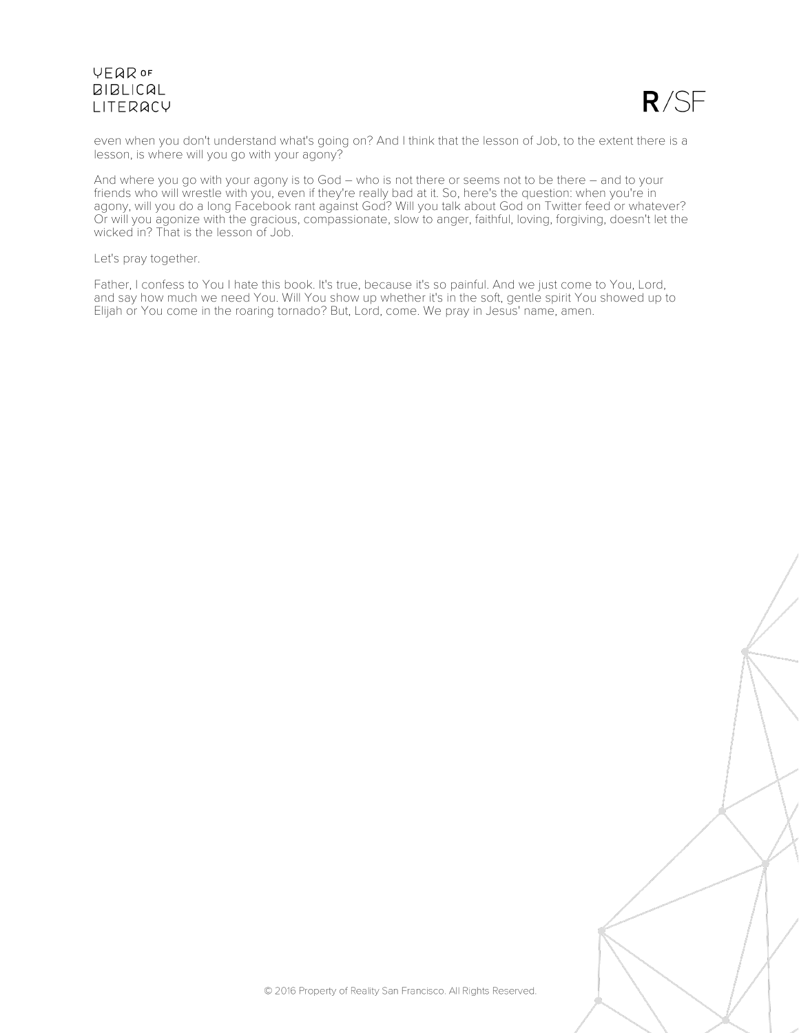even when you don't understand what's going on? And I think that the lesson of Job, to the extent there is a lesson, is where will you go with your agony?

And where you go with your agony is to God – who is not there or seems not to be there – and to your friends who will wrestle with you, even if they're really bad at it. So, here's the question: when you're in agony, will you do a long Facebook rant against God? Will you talk about God on Twitter feed or whatever? Or will you agonize with the gracious, compassionate, slow to anger, faithful, loving, forgiving, doesn't let the wicked in? That is the lesson of Job.

Let's pray together.

Father, I confess to You I hate this book. It's true, because it's so painful. And we just come to You, Lord, and say how much we need You. Will You show up whether it's in the soft, gentle spirit You showed up to Elijah or You come in the roaring tornado? But, Lord, come. We pray in Jesus' name, amen.